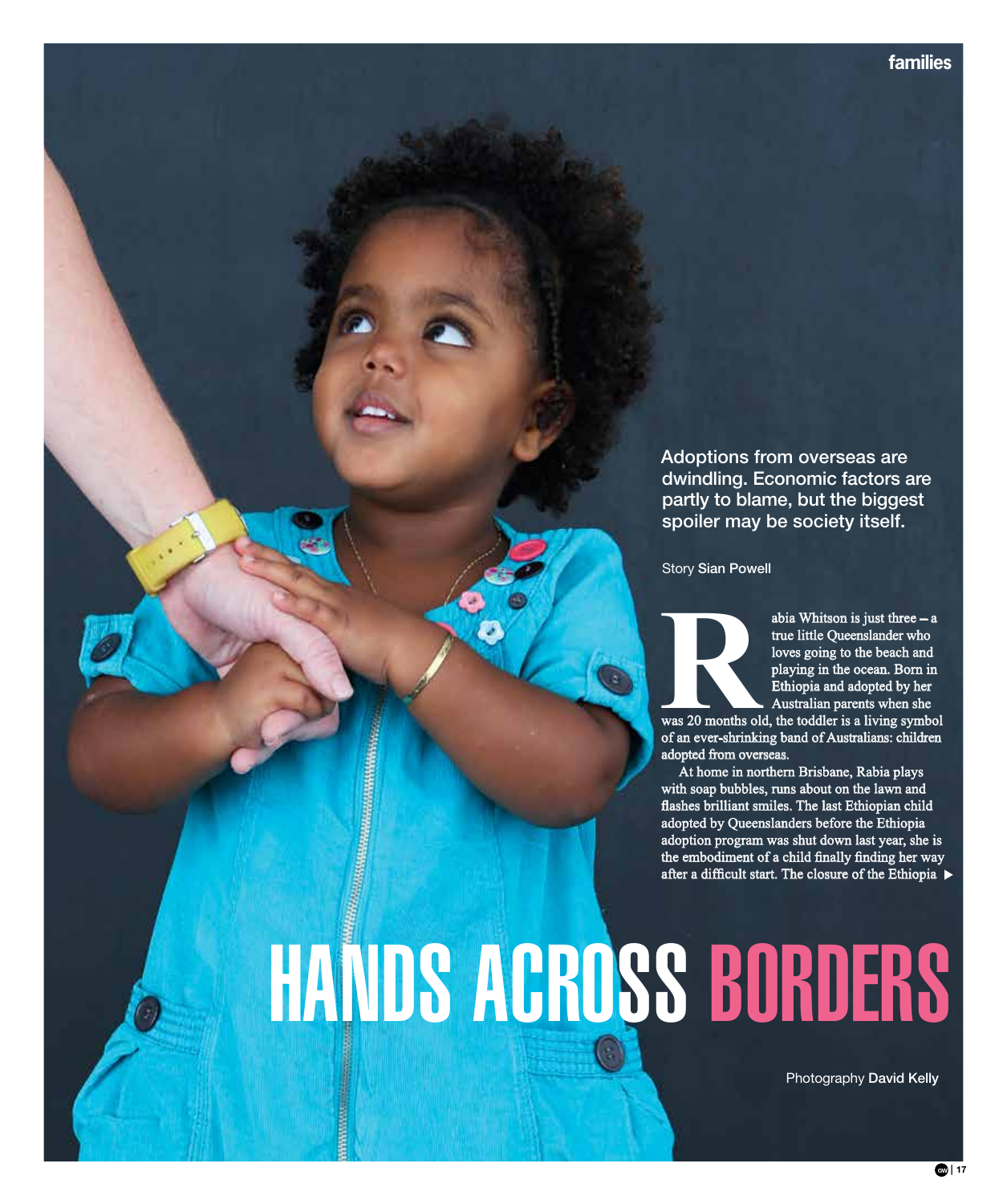# HANDS ACROSS BORDERS

Adoptions from overseas are dwindling. Economic factors are partly to blame, but the biggest spoiler may be society itself.

Story **Sian Powell**

Rabia Whitson is just three – a true little Queenslander who loves going to the beach and playing in the ocean. Born in Ethiopia and adopted by her Australian parents when she was 20 months old, the toddler is a living symbol of an ever-shrinking band of Australians: children adopted from overseas.

At home in northern Brisbane, Rabia plays with soap bubbles, runs about on the lawn and flashes brilliant smiles. The last Ethiopian child adopted by Queenslanders before the Ethiopia adoption program was shut down last year, she is the embodiment of a child finally finding her way after a difficult start. The closure of the Ethiopia ▶

Photography **David Kelly**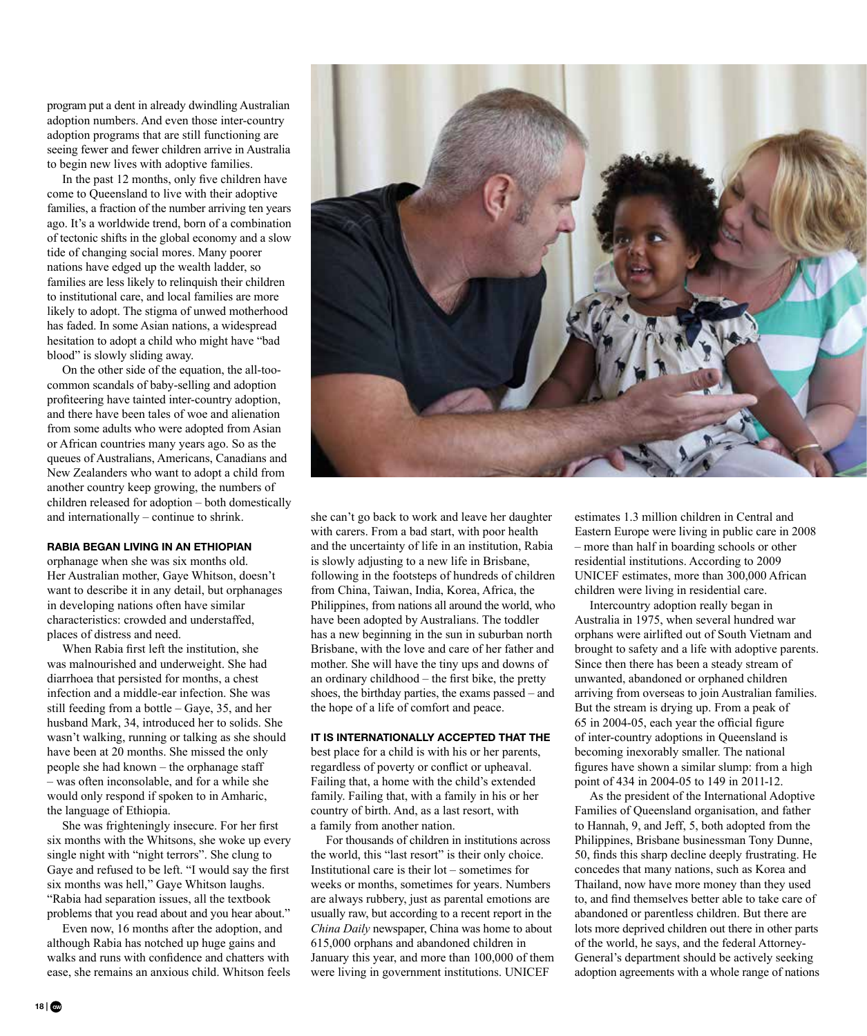program put a dent in already dwindling Australian adoption numbers. And even those inter-country adoption programs that are still functioning are seeing fewer and fewer children arrive in Australia to begin new lives with adoptive families.

In the past 12 months, only five children have come to Queensland to live with their adoptive families, a fraction of the number arriving ten years ago. It's a worldwide trend, born of a combination of tectonic shifts in the global economy and a slow tide of changing social mores. Many poorer nations have edged up the wealth ladder, so families are less likely to relinquish their children to institutional care, and local families are more likely to adopt. The stigma of unwed motherhood has faded. In some Asian nations, a widespread hesitation to adopt a child who might have "bad blood" is slowly sliding away.

On the other side of the equation, the all-too-common scandals of baby-selling and adoption profiteering have tainted inter-country adoption, and there have been tales of woe and alienation from some adults who were adopted from Asian or African countries many years ago. So as the queues of Australians, Americans, Canadians and New Zealanders who want to adopt a child from another country keep growing, the numbers of children released for adoption – both domestically and internationally – continue to shrink.

**RABIA BEGAN LIVING IN AN ETHIOPIAN** orphanage when she was six months old. Her Australian mother, Gaye Whitson, doesn't want to describe it in any detail, but orphanages in developing nations often have similar characteristics: crowded and understaffed, places of distress and need.

When Rabia first left the institution, she was malnourished and underweight. She had diarrhoea that persisted for months, a chest infection and a middle-ear infection. She was still feeding from a bottle – Gaye, 35, and her husband Mark, 34, introduced her to solids. She wasn't walking, running or talking as she should have been at 20 months. She missed the only people she had known – the orphanage staff – was often inconsolable, and for a while she would only respond if spoken to in Amharic, the language of Ethiopia.

She was frighteningly insecure. For her first six months with the Whitsons, she woke up every single night with "night terrors". She clung to Gaye and refused to be left. "I would say the first six months was hell," Gaye Whitson laughs. "Rabia had separation issues, all the textbook problems that you read about and you hear about."

Even now, 16 months after the adoption, and although Rabia has notched up huge gains and walks and runs with confidence and chatters with ease, she remains an anxious child. Whitson feels she can't go back to work and leave her daughter with carers. From a bad start, with poor health and the uncertainty of life in an institution, Rabia is slowly adjusting to a new life in Brisbane, following in the footsteps of hundreds of children from China, Taiwan, India, Korea, Africa, the Philippines, from nations all around the world, who have been adopted by Australians. The toddler has a new beginning in the sun in suburban north Brisbane, with the love and care of her father and mother. She will have the tiny ups and downs of an ordinary childhood – the first bike, the pretty shoes, the birthday parties, the exams passed – and the hope of a life of comfort and peace.

**IT IS INTERNATIONALLY ACCEPTED THAT THE** best place for a child is with his or her parents, regardless of poverty or conflict or upheaval. Failing that, a home with the child's extended family. Failing that, with a family in his or her country of birth. And, as a last resort, with a family from another nation.

For thousands of children in institutions across the world, this "last resort" is their only choice. Institutional care is their lot – sometimes for weeks or months, sometimes for years. Numbers are always rubbery, just as parental emotions are usually raw, but according to a recent report in the *China Daily* newspaper, China was home to about 615,000 orphans and abandoned children in January this year, and more than 100,000 of them were living in government institutions. UNICEF estimates 1.3 million children in Central and Eastern Europe were living in public care in 2008 – more than half in boarding schools or other residential institutions. According to 2009 UNICEF estimates, more than 300,000 African children were living in residential care.

Intercountry adoption really began in Australia in 1975, when several hundred war orphans were airlifted out of South Vietnam and brought to safety and a life with adoptive parents. Since then there has been a steady stream of unwanted, abandoned or orphaned children arriving from overseas to join Australian families. But the stream is drying up. From a peak of 65 in 2004-05, each year the official figure of inter-country adoptions in Queensland is becoming inexorably smaller. The national figures have shown a similar slump: from a high point of 434 in 2004-05 to 149 in 2011-12.

As the president of the International Adoptive Families of Queensland organisation, and father to Hannah, 9, and Jeff, 5, both adopted from the Philippines, Brisbane businessman Tony Dunne, 50, finds this sharp decline deeply frustrating. He concedes that many nations, such as Korea and Thailand, now have more money than they used to, and find themselves better able to take care of abandoned or parentless children. But there are lots more deprived children out there in other parts of the world, he says, and the federal Attorney-General's department should be actively seeking adoption agreements with a whole range of nations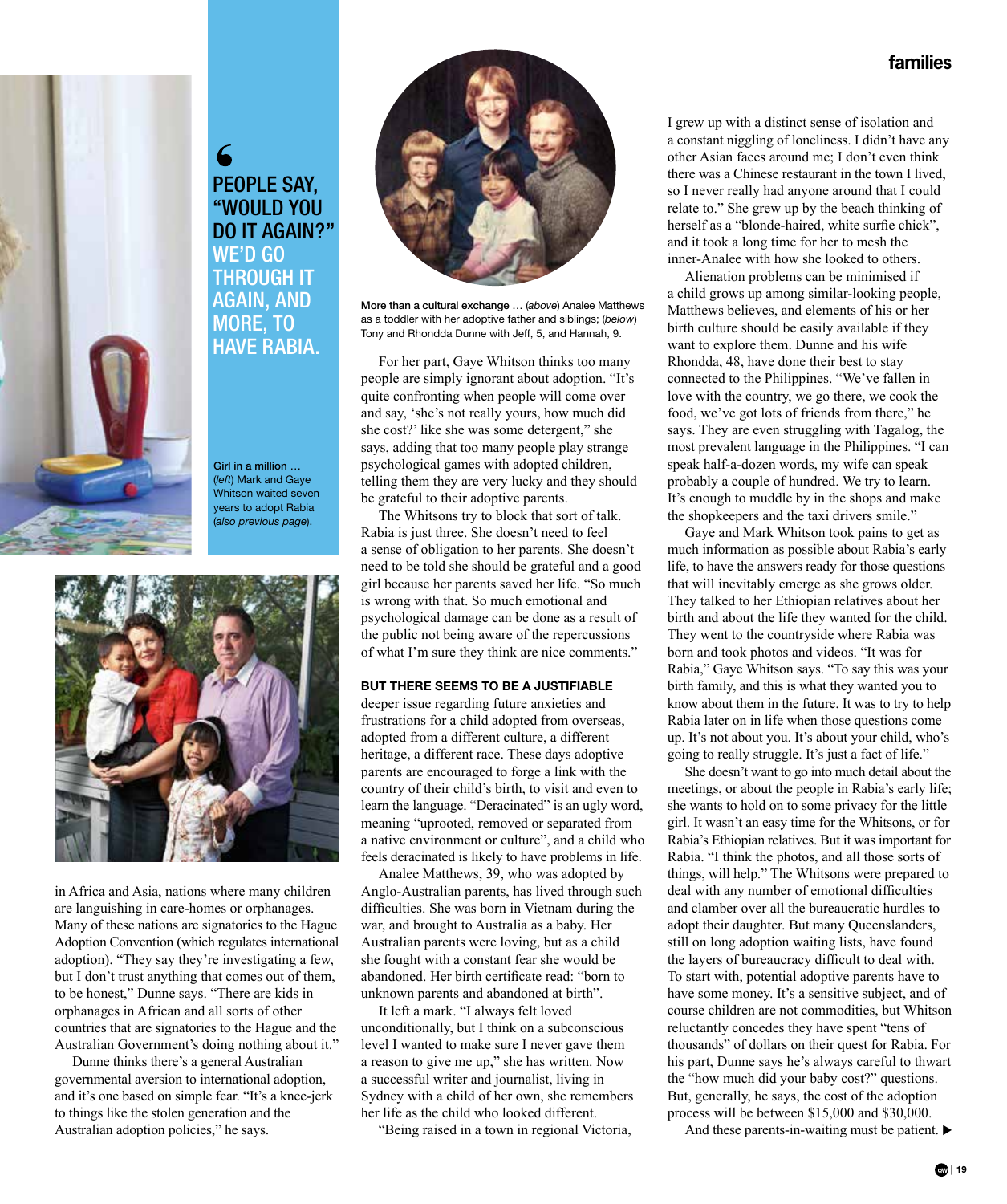> PEOPLE SAY, "WOULD YOU DO IT AGAIN?" WE'D GO THROUGH IT AGAIN, AND MORE, TO HAVE RABIA.

**Girl in a million …** (*left*) Mark and Gaye Whitson waited seven years to adopt Rabia (*also previous page*).

**More than a cultural exchange …** (*above*) Analee Matthews as a toddler with her adoptive father and siblings; (*below*) Tony and Rhondda Dunne with Jeff, 5, and Hannah, 9.

in Africa and Asia, nations where many children are languishing in care-homes or orphanages. Many of these nations are signatories to the Hague Adoption Convention (which regulates international adoption). "They say they're investigating a few, but I don't trust anything that comes out of them, to be honest," Dunne says. "There are kids in orphanages in African and all sorts of other countries that are signatories to the Hague and the Australian Government's doing nothing about it."

Dunne thinks there's a general Australian governmental aversion to international adoption, and it's one based on simple fear. "It's a knee-jerk to things like the stolen generation and the Australian adoption policies," he says.

For her part, Gaye Whitson thinks too many people are simply ignorant about adoption. "It's quite confronting when people will come over and say, 'she's not really yours, how much did she cost?' like she was some detergent," she says, adding that too many people play strange psychological games with adopted children, telling them they are very lucky and they should be grateful to their adoptive parents.

The Whitsons try to block that sort of talk. Rabia is just three. She doesn't need to feel a sense of obligation to her parents. She doesn't need to be told she should be grateful and a good girl because her parents saved her life. "So much is wrong with that. So much emotional and psychological damage can be done as a result of the public not being aware of the repercussions of what I'm sure they think are nice comments."

**BUT THERE SEEMS TO BE A JUSTIFIABLE** deeper issue regarding future anxieties and frustrations for a child adopted from overseas, adopted from a different culture, a different heritage, a different race. These days adoptive parents are encouraged to forge a link with the country of their child's birth, to visit and even to learn the language. "Deracinated" is an ugly word, meaning "uprooted, removed or separated from a native environment or culture", and a child who feels deracinated is likely to have problems in life.

Analee Matthews, 39, who was adopted by Anglo-Australian parents, has lived through such difficulties. She was born in Vietnam during the war, and brought to Australia as a baby. Her Australian parents were loving, but as a child she fought with a constant fear she would be abandoned. Her birth certificate read: "born to unknown parents and abandoned at birth".

It left a mark. "I always felt loved unconditionally, but I think on a subconscious level I wanted to make sure I never gave them a reason to give me up," she has written. Now a successful writer and journalist, living in Sydney with a child of her own, she remembers her life as the child who looked different.

"Being raised in a town in regional Victoria, I grew up with a distinct sense of isolation and a constant niggling of loneliness. I didn't have any other Asian faces around me; I don't even think there was a Chinese restaurant in the town I lived, so I never really had anyone around that I could relate to." She grew up by the beach thinking of herself as a "blonde-haired, white surfie chick", and it took a long time for her to mesh the inner-Analee with how she looked to others.

Alienation problems can be minimised if a child grows up among similar-looking people, Matthews believes, and elements of his or her birth culture should be easily available if they want to explore them. Dunne and his wife Rhondda, 48, have done their best to stay connected to the Philippines. "We've fallen in love with the country, we go there, we cook the food, we've got lots of friends from there," he says. They are even struggling with Tagalog, the most prevalent language in the Philippines. "I can speak half-a-dozen words, my wife can speak probably a couple of hundred. We try to learn. It's enough to muddle by in the shops and make the shopkeepers and the taxi drivers smile."

Gaye and Mark Whitson took pains to get as much information as possible about Rabia's early life, to have the answers ready for those questions that will inevitably emerge as she grows older. They talked to her Ethiopian relatives about her birth and about the life they wanted for the child. They went to the countryside where Rabia was born and took photos and videos. "It was for Rabia," Gaye Whitson says. "To say this was your birth family, and this is what they wanted you to know about them in the future. It was to try to help Rabia later on in life when those questions come up. It's not about you. It's about your child, who's going to really struggle. It's just a fact of life."

She doesn't want to go into much detail about the meetings, or about the people in Rabia's early life; she wants to hold on to some privacy for the little girl. It wasn't an easy time for the Whitsons, or for Rabia's Ethiopian relatives. But it was important for Rabia. "I think the photos, and all those sorts of things, will help." The Whitsons were prepared to deal with any number of emotional difficulties and clamber over all the bureaucratic hurdles to adopt their daughter. But many Queenslanders, still on long adoption waiting lists, have found the layers of bureaucracy difficult to deal with. To start with, potential adoptive parents have to have some money. It's a sensitive subject, and of course children are not commodities, but Whitson reluctantly concedes they have spent "tens of thousands" of dollars on their quest for Rabia. For his part, Dunne says he's always careful to thwart the "how much did your baby cost?" questions. But, generally, he says, the cost of the adoption process will be between $15,000 and $30,000.

And these parents-in-waiting must be patient. ▶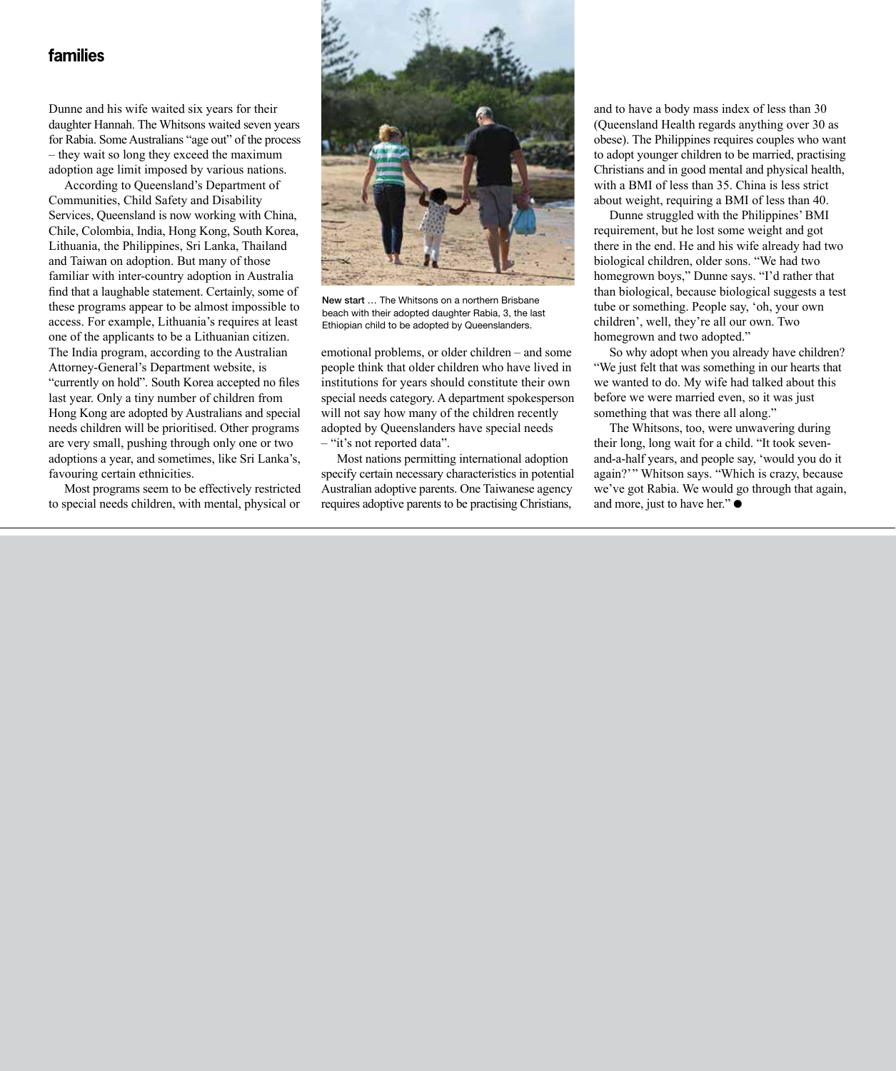Dunne and his wife waited six years for their daughter Hannah. The Whitsons waited seven years for Rabia. Some Australians "age out" of the process – they wait so long they exceed the maximum adoption age limit imposed by various nations.

According to Queensland's Department of Communities, Child Safety and Disability Services, Queensland is now working with China, Chile, Colombia, India, Hong Kong, South Korea, Lithuania, the Philippines, Sri Lanka, Thailand and Taiwan on adoption. But many of those familiar with inter-country adoption in Australia find that a laughable statement. Certainly, some of these programs appear to be almost impossible to access. For example, Lithuania's requires at least one of the applicants to be a Lithuanian citizen. The India program, according to the Australian Attorney-General's Department website, is "currently on hold". South Korea accepted no files last year. Only a tiny number of children from Hong Kong are adopted by Australians and special needs children will be prioritised. Other programs are very small, pushing through only one or two adoptions a year, and sometimes, like Sri Lanka's, favouring certain ethnicities.

Most programs seem to be effectively restricted to special needs children, with mental, physical or emotional problems, or older children – and some people think that older children who have lived in institutions for years should constitute their own special needs category. A department spokesperson will not say how many of the children recently adopted by Queenslanders have special needs – "it's not reported data".

**New start** … The Whitsons on a northern Brisbane beach with their adopted daughter Rabia, 3, the last Ethiopian child to be adopted by Queenslanders.

Most nations permitting international adoption specify certain necessary characteristics in potential Australian adoptive parents. One Taiwanese agency requires adoptive parents to be practising Christians, and to have a body mass index of less than 30 (Queensland Health regards anything over 30 as obese). The Philippines requires couples who want to adopt younger children to be married, practising Christians and in good mental and physical health, with a BMI of less than 35. China is less strict about weight, requiring a BMI of less than 40.

Dunne struggled with the Philippines' BMI requirement, but he lost some weight and got there in the end. He and his wife already had two biological children, older sons. "We had two homegrown boys," Dunne says. "I'd rather that than biological, because biological suggests a test tube or something. People say, 'oh, your own children', well, they're all our own. Two homegrown and two adopted."

So why adopt when you already have children? "We just felt that was something in our hearts that we wanted to do. My wife had talked about this before we were married even, so it was just something that was there all along."

The Whitsons, too, were unwavering during their long, long wait for a child. "It took seven-and-a-half years, and people say, 'would you do it again?'" Whitson says. "Which is crazy, because we've got Rabia. We would go through that again, and more, just to have her." ●